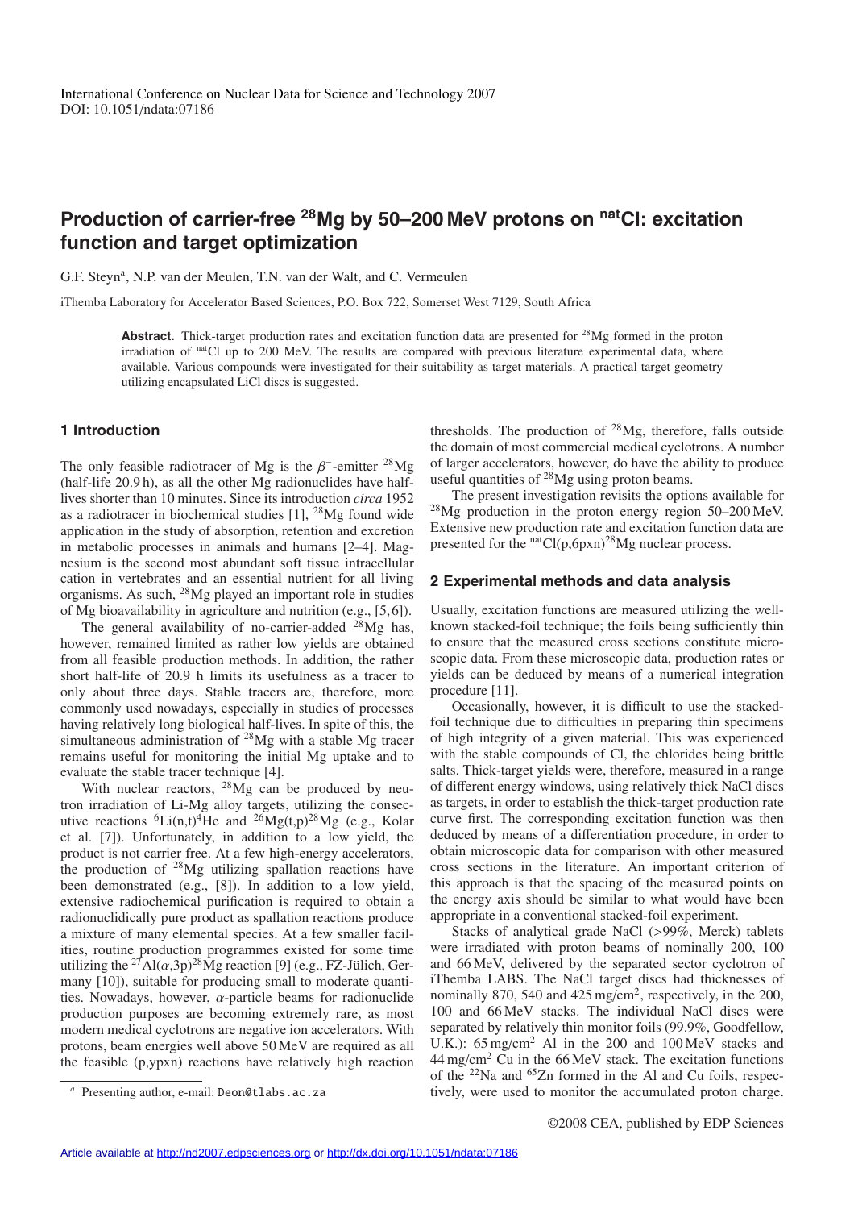# Production of carrier-free $^{28}$Mg by 50–200 MeV protons on $^{nat}$Cl: excitation function and target optimization

G.F. Steyn[a], N.P. van der Meulen, T.N. van der Walt, and C. Vermeulen

iThemba Laboratory for Accelerator Based Sciences, P.O. Box 722, Somerset West 7129, South Africa

**Abstract.** Thick-target production rates and excitation function data are presented for $^{28}$Mg formed in the proton irradiation of $^{nat}$Cl up to 200 MeV. The results are compared with previous literature experimental data, where available. Various compounds were investigated for their suitability as target materials. A practical target geometry utilizing encapsulated LiCl discs is suggested.

## 1 Introduction

The only feasible radiotracer of Mg is the $\beta^-$-emitter $^{28}$Mg (half-life 20.9 h), as all the other Mg radionuclides have half-lives shorter than 10 minutes. Since its introduction *circa* 1952 as a radiotracer in biochemical studies [1], $^{28}$Mg found wide application in the study of absorption, retention and excretion in metabolic processes in animals and humans [2–4]. Magnesium is the second most abundant soft tissue intracellular cation in vertebrates and an essential nutrient for all living organisms. As such, $^{28}$Mg played an important role in studies of Mg bioavailability in agriculture and nutrition (e.g., [5,6]).

The general availability of no-carrier-added $^{28}$Mg has, however, remained limited as rather low yields are obtained from all feasible production methods. In addition, the rather short half-life of 20.9 h limits its usefulness as a tracer to only about three days. Stable tracers are, therefore, more commonly used nowadays, especially in studies of processes having relatively long biological half-lives. In spite of this, the simultaneous administration of $^{28}$Mg with a stable Mg tracer remains useful for monitoring the initial Mg uptake and to evaluate the stable tracer technique [4].

With nuclear reactors, $^{28}$Mg can be produced by neutron irradiation of Li-Mg alloy targets, utilizing the consecutive reactions $^{6}$Li(n,t)$^{4}$He and $^{26}$Mg(t,p)$^{28}$Mg (e.g., Kolar et al. [7]). Unfortunately, in addition to a low yield, the product is not carrier free. At a few high-energy accelerators, the production of $^{28}$Mg utilizing spallation reactions have been demonstrated (e.g., [8]). In addition to a low yield, extensive radiochemical purification is required to obtain a radionuclidically pure product as spallation reactions produce a mixture of many elemental species. At a few smaller facilities, routine production programmes existed for some time utilizing the $^{27}$Al($\alpha$,3p)$^{28}$Mg reaction [9] (e.g., FZ-Jülich, Germany [10]), suitable for producing small to moderate quantities. Nowadays, however, $\alpha$-particle beams for radionuclide production purposes are becoming extremely rare, as most modern medical cyclotrons are negative ion accelerators. With protons, beam energies well above 50 MeV are required as all the feasible (p,ypxn) reactions have relatively high reaction thresholds. The production of $^{28}$Mg, therefore, falls outside the domain of most commercial medical cyclotrons. A number of larger accelerators, however, do have the ability to produce useful quantities of $^{28}$Mg using proton beams.

The present investigation revisits the options available for $^{28}$Mg production in the proton energy region 50–200 MeV. Extensive new production rate and excitation function data are presented for the $^{nat}$Cl(p,6pxn)$^{28}$Mg nuclear process.

## 2 Experimental methods and data analysis

Usually, excitation functions are measured utilizing the well-known stacked-foil technique; the foils being sufficiently thin to ensure that the measured cross sections constitute microscopic data. From these microscopic data, production rates or yields can be deduced by means of a numerical integration procedure [11].

Occasionally, however, it is difficult to use the stacked-foil technique due to difficulties in preparing thin specimens of high integrity of a given material. This was experienced with the stable compounds of Cl, the chlorides being brittle salts. Thick-target yields were, therefore, measured in a range of different energy windows, using relatively thick NaCl discs as targets, in order to establish the thick-target production rate curve first. The corresponding excitation function was then deduced by means of a differentiation procedure, in order to obtain microscopic data for comparison with other measured cross sections in the literature. An important criterion of this approach is that the spacing of the measured points on the energy axis should be similar to what would have been appropriate in a conventional stacked-foil experiment.

Stacks of analytical grade NaCl (>99%, Merck) tablets were irradiated with proton beams of nominally 200, 100 and 66 MeV, delivered by the separated sector cyclotron of iThemba LABS. The NaCl target discs had thicknesses of nominally 870, 540 and 425 mg/cm$^2$, respectively, in the 200, 100 and 66 MeV stacks. The individual NaCl discs were separated by relatively thin monitor foils (99.9%, Goodfellow, U.K.): 65 mg/cm$^2$ Al in the 200 and 100 MeV stacks and 44 mg/cm$^2$ Cu in the 66 MeV stack. The excitation functions of the $^{22}$Na and $^{65}$Zn formed in the Al and Cu foils, respectively, were used to monitor the accumulated proton charge.

[a] Presenting author, e-mail: Deon@tlabs.ac.za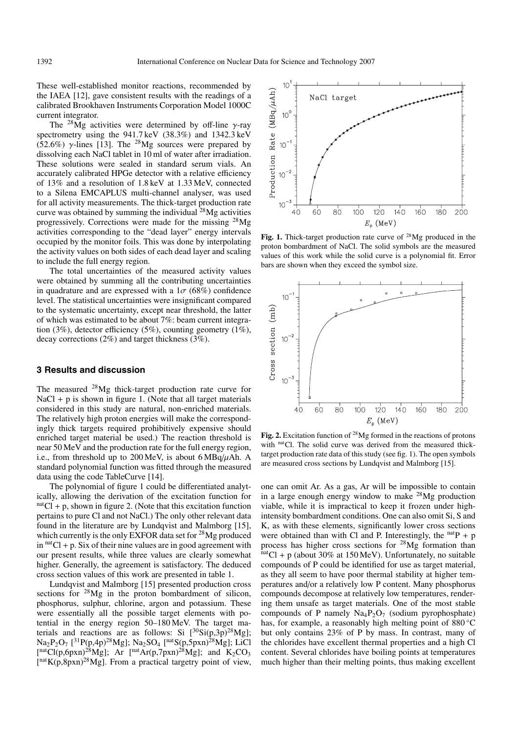These well-established monitor reactions, recommended by the IAEA [12], gave consistent results with the readings of a calibrated Brookhaven Instruments Corporation Model 1000C current integrator.

The $^{28}$Mg activities were determined by off-line γ-ray spectrometry using the 941.7 keV (38.3%) and 1342.3 keV (52.6%) γ-lines [13]. The $^{28}$Mg sources were prepared by dissolving each NaCl tablet in 10 ml of water after irradiation. These solutions were sealed in standard serum vials. An accurately calibrated HPGe detector with a relative efficiency of 13% and a resolution of 1.8 keV at 1.33 MeV, connected to a Silena EMCAPLUS multi-channel analyser, was used for all activity measurements. The thick-target production rate curve was obtained by summing the individual $^{28}$Mg activities progressively. Corrections were made for the missing $^{28}$Mg activities corresponding to the "dead layer" energy intervals occupied by the monitor foils. This was done by interpolating the activity values on both sides of each dead layer and scaling to include the full energy region.

The total uncertainties of the measured activity values were obtained by summing all the contributing uncertainties in quadrature and are expressed with a 1$\sigma$ (68%) confidence level. The statistical uncertainties were insignificant compared to the systematic uncertainty, except near threshold, the latter of which was estimated to be about 7%: beam current integration (3%), detector efficiency (5%), counting geometry (1%), decay corrections (2%) and target thickness (3%).

## 3 Results and discussion

The measured $^{28}$Mg thick-target production rate curve for NaCl + p is shown in figure 1. (Note that all target materials considered in this study are natural, non-enriched materials. The relatively high proton energies will make the correspondingly thick targets required prohibitively expensive should enriched target material be used.) The reaction threshold is near 50 MeV and the production rate for the full energy region, i.e., from threshold up to 200 MeV, is about 6 MBq/$\mu$Ah. A standard polynomial function was fitted through the measured data using the code TableCurve [14].

The polynomial of figure 1 could be differentiated analytically, allowing the derivation of the excitation function for $^{nat}$Cl + p, shown in figure 2. (Note that this excitation function pertains to pure Cl and not NaCl.) The only other relevant data found in the literature are by Lundqvist and Malmborg [15], which currently is the only EXFOR data set for $^{28}$Mg produced in $^{nat}$Cl + p. Six of their nine values are in good agreement with our present results, while three values are clearly somewhat higher. Generally, the agreement is satisfactory. The deduced cross section values of this work are presented in table 1.

Lundqvist and Malmborg [15] presented production cross sections for $^{28}$Mg in the proton bombardment of silicon, phosphorus, sulphur, chlorine, argon and potassium. These were essentially all the possible target elements with potential in the energy region 50–180 MeV. The target materials and reactions are as follows: Si [$^{30}$Si(p,3p)$^{28}$Mg]; $Na_2P_2O_7$ [$^{31}$P(p,4p)$^{28}$Mg]; $Na_2SO_4$ [$^{nat}$S(p,5pxn)$^{28}$Mg]; LiCl [$^{nat}$Cl(p,6pxn)$^{28}$Mg]; Ar [$^{nat}$Ar(p,7pxn)$^{28}$Mg]; and $K_2CO_3$ [$^{nat}$K(p,8pxn)$^{28}$Mg]. From a practical targetry point of view, one can omit Ar. As a gas, Ar will be impossible to contain in a large enough energy window to make $^{28}$Mg production viable, while it is impractical to keep it frozen under high-intensity bombardment conditions. One can also omit Si, S and K, as with these elements, significantly lower cross sections were obtained than with Cl and P. Interestingly, the $^{nat}$P + p process has higher cross sections for $^{28}$Mg formation than $^{nat}$Cl + p (about 30% at 150 MeV). Unfortunately, no suitable compounds of P could be identified for use as target material, as they all seem to have poor thermal stability at higher temperatures and/or a relatively low P content. Many phosphorus compounds decompose at relatively low temperatures, rendering them unsafe as target materials. One of the most stable compounds of P namely $Na_4P_2O_7$ (sodium pyrophosphate) has, for example, a reasonably high melting point of 880 °C but only contains 23% of P by mass. In contrast, many of the chlorides have excellent thermal properties and a high Cl content. Several chlorides have boiling points at temperatures much higher than their melting points, thus making excellent

**Fig. 1.** Thick-target production rate curve of $^{28}$Mg produced in the proton bombardment of NaCl. The solid symbols are the measured values of this work while the solid curve is a polynomial fit. Error bars are shown when they exceed the symbol size.

**Fig. 2.** Excitation function of $^{28}$Mg formed in the reactions of protons with $^{nat}$Cl. The solid curve was derived from the measured thick-target production rate data of this study (see fig. 1). The open symbols are measured cross sections by Lundqvist and Malmborg [15].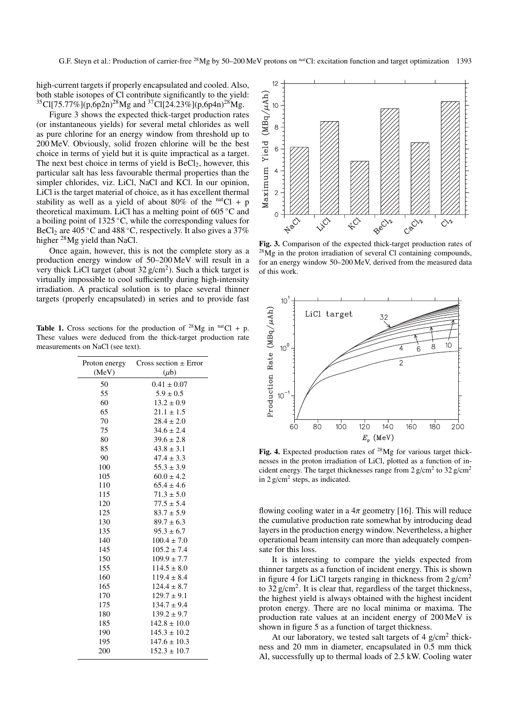high-current targets if properly encapsulated and cooled. Also, both stable isotopes of Cl contribute significantly to the yield: $^{35}$Cl[75.77%](p,6p2n)$^{28}$Mg and $^{37}$Cl[24.23%](p,6p4n)$^{28}$Mg.

Figure 3 shows the expected thick-target production rates (or instantaneous yields) for several metal chlorides as well as pure chlorine for an energy window from threshold up to 200 MeV. Obviously, solid frozen chlorine will be the best choice in terms of yield but it is quite impractical as a target. The next best choice in terms of yield is $BeCl_2$, however, this particular salt has less favourable thermal properties than the simpler chlorides, viz. LiCl, NaCl and KCl. In our opinion, LiCl is the target material of choice, as it has excellent thermal stability as well as a yield of about 80% of the $^{nat}$Cl + p theoretical maximum. LiCl has a melting point of 605 °C and a boiling point of 1325 °C, while the corresponding values for $BeCl_2$ are 405 °C and 488 °C, respectively. It also gives a 37% higher $^{28}$Mg yield than NaCl.

Once again, however, this is not the complete story as a production energy window of 50–200 MeV will result in a very thick LiCl target (about 32 g/cm$^2$). Such a thick target is virtually impossible to cool sufficiently during high-intensity irradiation. A practical solution is to place several thinner targets (properly encapsulated) in series and to provide fast flowing cooling water in a $4\pi$ geometry [16]. This will reduce the cumulative production rate somewhat by introducing dead layers in the production energy window. Nevertheless, a higher operational beam intensity can more than adequately compensate for this loss.

**Table 1.** Cross sections for the production of $^{28}$Mg in $^{nat}$Cl + p. These values were deduced from the thick-target production rate measurements on NaCl (see text).

| Proton energy (MeV) | Cross section ± Error ($\mu$b) |
|---|---|
| 50 | 0.41 ± 0.07 |
| 55 | 5.9 ± 0.5 |
| 60 | 13.2 ± 0.9 |
| 65 | 21.1 ± 1.5 |
| 70 | 28.4 ± 2.0 |
| 75 | 34.6 ± 2.4 |
| 80 | 39.6 ± 2.8 |
| 85 | 43.8 ± 3.1 |
| 90 | 47.4 ± 3.3 |
| 100 | 55.3 ± 3.9 |
| 105 | 60.0 ± 4.2 |
| 110 | 65.4 ± 4.6 |
| 115 | 71.3 ± 5.0 |
| 120 | 77.5 ± 5.4 |
| 125 | 83.7 ± 5.9 |
| 130 | 89.7 ± 6.3 |
| 135 | 95.3 ± 6.7 |
| 140 | 100.4 ± 7.0 |
| 145 | 105.2 ± 7.4 |
| 150 | 109.9 ± 7.7 |
| 155 | 114.5 ± 8.0 |
| 160 | 119.4 ± 8.4 |
| 165 | 124.4 ± 8.7 |
| 170 | 129.7 ± 9.1 |
| 175 | 134.7 ± 9.4 |
| 180 | 139.2 ± 9.7 |
| 185 | 142.8 ± 10.0 |
| 190 | 145.3 ± 10.2 |
| 195 | 147.6 ± 10.3 |
| 200 | 152.3 ± 10.7 |

**Fig. 3.** Comparison of the expected thick-target production rates of $^{28}$Mg in the proton irradiation of several Cl containing compounds, for an energy window 50–200 MeV, derived from the measured data of this work.

**Fig. 4.** Expected production rates of $^{28}$Mg for various target thicknesses in the proton irradiation of LiCl, plotted as a function of incident energy. The target thicknesses range from 2 g/cm$^2$ to 32 g/cm$^2$ in 2 g/cm$^2$ steps, as indicated.

It is interesting to compare the yields expected from thinner targets as a function of incident energy. This is shown in figure 4 for LiCl targets ranging in thickness from 2 g/cm$^2$ to 32 g/cm$^2$. It is clear that, regardless of the target thickness, the highest yield is always obtained with the highest incident proton energy. There are no local minima or maxima. The production rate values at an incident energy of 200 MeV is shown in figure 5 as a function of target thickness.

At our laboratory, we tested salt targets of 4 g/cm$^2$ thickness and 20 mm in diameter, encapsulated in 0.5 mm thick Al, successfully up to thermal loads of 2.5 kW. Cooling water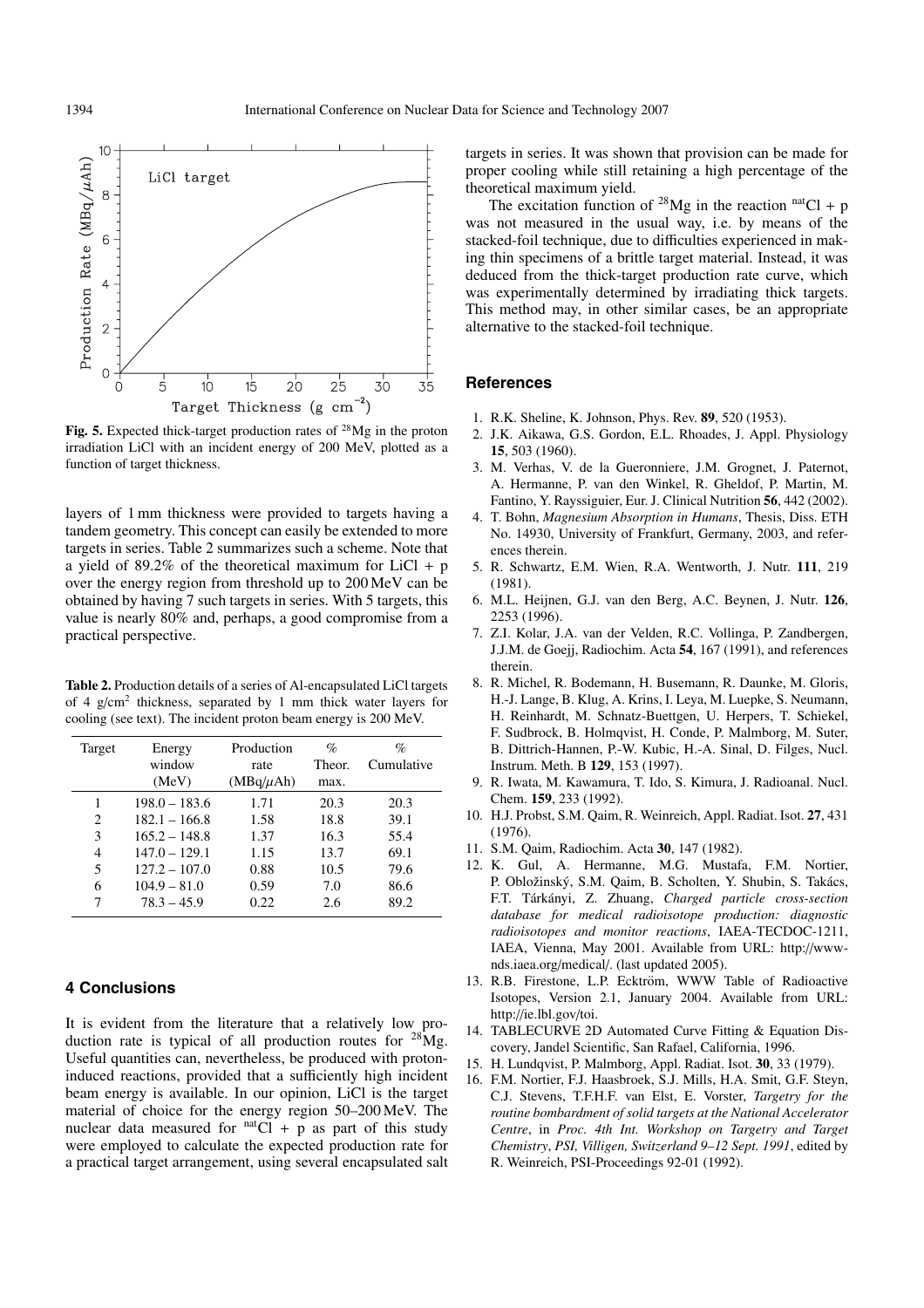10

LiCl target

Production Rate (MBq/$\mu$Ah)

0 2 4 6 8 10

0 5 10 15 20 25 30 35

Target Thickness (g cm$^{-2}$)

**Fig. 5.** Expected thick-target production rates of $^{28}$Mg in the proton irradiation LiCl with an incident energy of 200 MeV, plotted as a function of target thickness.

layers of 1 mm thickness were provided to targets having a tandem geometry. This concept can easily be extended to more targets in series. Table 2 summarizes such a scheme. Note that a yield of 89.2% of the theoretical maximum for LiCl + p over the energy region from threshold up to 200 MeV can be obtained by having 7 such targets in series. With 5 targets, this value is nearly 80% and, perhaps, a good compromise from a practical perspective.

**Table 2.** Production details of a series of Al-encapsulated LiCl targets of 4 g/cm$^2$ thickness, separated by 1 mm thick water layers for cooling (see text). The incident proton beam energy is 200 MeV.

| Target | Energy window (MeV) | Production rate (MBq/$\mu$Ah) | % Theor. max. | % Cumulative |
|---|---|---|---|---|
| 1 | 198.0 – 183.6 | 1.71 | 20.3 | 20.3 |
| 2 | 182.1 – 166.8 | 1.58 | 18.8 | 39.1 |
| 3 | 165.2 – 148.8 | 1.37 | 16.3 | 55.4 |
| 4 | 147.0 – 129.1 | 1.15 | 13.7 | 69.1 |
| 5 | 127.2 – 107.0 | 0.88 | 10.5 | 79.6 |
| 6 | 104.9 – 81.0 | 0.59 | 7.0 | 86.6 |
| 7 | 78.3 – 45.9 | 0.22 | 2.6 | 89.2 |

## 4 Conclusions

It is evident from the literature that a relatively low production rate is typical of all production routes for $^{28}$Mg. Useful quantities can, nevertheless, be produced with proton-induced reactions, provided that a sufficiently high incident beam energy is available. In our opinion, LiCl is the target material of choice for the energy region 50–200 MeV. The nuclear data measured for $^{nat}$Cl + p as part of this study were employed to calculate the expected production rate for a practical target arrangement, using several encapsulated salt targets in series. It was shown that provision can be made for proper cooling while still retaining a high percentage of the theoretical maximum yield.

The excitation function of $^{28}$Mg in the reaction $^{nat}$Cl + p was not measured in the usual way, i.e. by means of the stacked-foil technique, due to difficulties experienced in making thin specimens of a brittle target material. Instead, it was deduced from the thick-target production rate curve, which was experimentally determined by irradiating thick targets. This method may, in other similar cases, be an appropriate alternative to the stacked-foil technique.

## References

1. R.K. Sheline, K. Johnson, Phys. Rev. **89**, 520 (1953).
2. J.K. Aikawa, G.S. Gordon, E.L. Rhoades, J. Appl. Physiology **15**, 503 (1960).
3. M. Verhas, V. de la Gueronniere, J.M. Grognet, J. Paternot, A. Hermanne, P. van den Winkel, R. Gheldof, P. Martin, M. Fantino, Y. Rayssiguier, Eur. J. Clinical Nutrition **56**, 442 (2002).
4. T. Bohn, *Magnesium Absorption in Humans*, Thesis, Diss. ETH No. 14930, University of Frankfurt, Germany, 2003, and references therein.
5. R. Schwartz, E.M. Wien, R.A. Wentworth, J. Nutr. **111**, 219 (1981).
6. M.L. Heijnen, G.J. van den Berg, A.C. Beynen, J. Nutr. **126**, 2253 (1996).
7. Z.I. Kolar, J.A. van der Velden, R.C. Vollinga, P. Zandbergen, J.J.M. de Goejj, Radiochim. Acta **54**, 167 (1991), and references therein.
8. R. Michel, R. Bodemann, H. Busemann, R. Daunke, M. Gloris, H.-J. Lange, B. Klug, A. Krins, I. Leya, M. Luepke, S. Neumann, H. Reinhardt, M. Schnatz-Buettgen, U. Herpers, T. Schiekel, F. Sudbrock, B. Holmqvist, H. Conde, P. Malmborg, M. Suter, B. Dittrich-Hannen, P.-W. Kubic, H.-A. Sinal, D. Filges, Nucl. Instrum. Meth. B **129**, 153 (1997).
9. R. Iwata, M. Kawamura, T. Ido, S. Kimura, J. Radioanal. Nucl. Chem. **159**, 233 (1992).
10. H.J. Probst, S.M. Qaim, R. Weinreich, Appl. Radiat. Isot. **27**, 431 (1976).
11. S.M. Qaim, Radiochim. Acta **30**, 147 (1982).
12. K. Gul, A. Hermanne, M.G. Mustafa, F.M. Nortier, P. Obložinský, S.M. Qaim, B. Scholten, Y. Shubin, S. Takács, F.T. Tárkányi, Z. Zhuang, *Charged particle cross-section database for medical radioisotope production: diagnostic radioisotopes and monitor reactions*, IAEA-TECDOC-1211, IAEA, Vienna, May 2001. Available from URL: http://www-nds.iaea.org/medical/. (last updated 2005).
13. R.B. Firestone, L.P. Ecktröm, WWW Table of Radioactive Isotopes, Version 2.1, January 2004. Available from URL: http://ie.lbl.gov/toi.
14. TABLECURVE 2D Automated Curve Fitting & Equation Discovery, Jandel Scientific, San Rafael, California, 1996.
15. H. Lundqvist, P. Malmborg, Appl. Radiat. Isot. **30**, 33 (1979).
16. F.M. Nortier, F.J. Haasbroek, S.J. Mills, H.A. Smit, G.F. Steyn, C.J. Stevens, T.F.H.F. van Elst, E. Vorster, *Targetry for the routine bombardment of solid targets at the National Accelerator Centre*, in *Proc. 4th Int. Workshop on Targetry and Target Chemistry*, *PSI, Villigen, Switzerland 9–12 Sept. 1991*, edited by R. Weinreich, PSI-Proceedings 92-01 (1992).